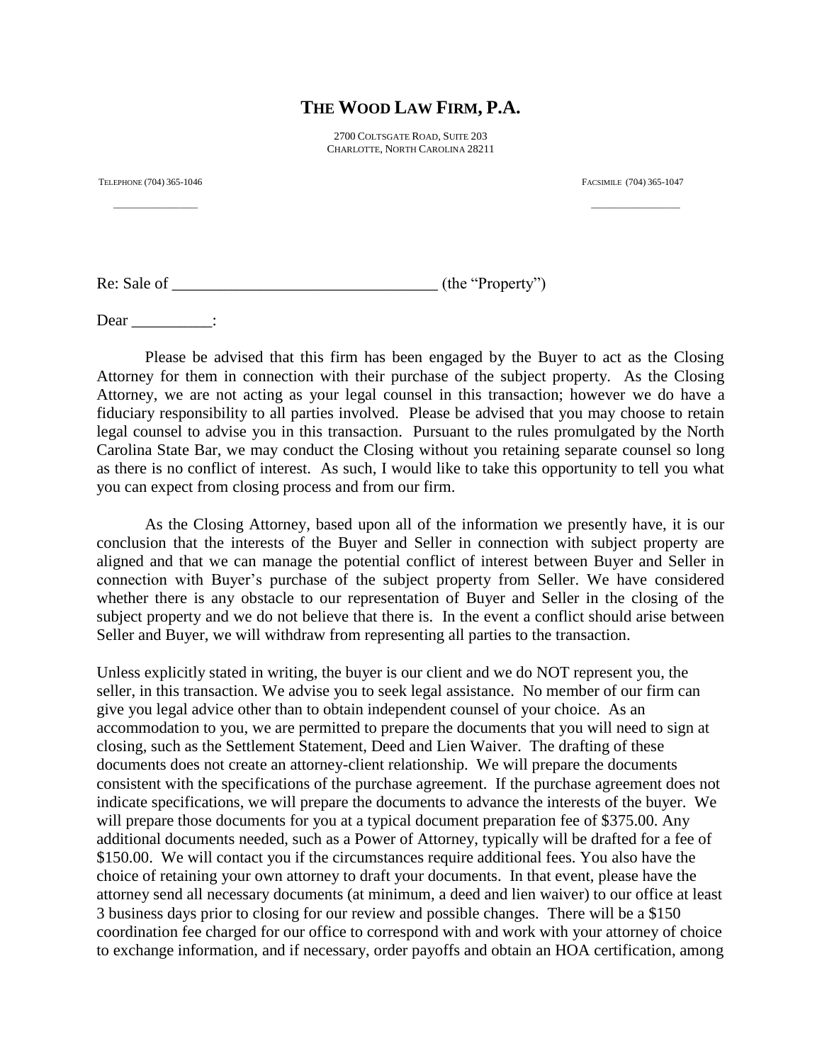# THE WOOD LAW FIRM, P.A.

2700 COLTSGATE ROAD, SUITE 203
CHARLOTTE, NORTH CAROLINA 28211

TELEPHONE (704) 365-1046 FACSIMILE (704) 365-1047

Re: Sale of ________________________________ (the "Property")

Dear __________:

Please be advised that this firm has been engaged by the Buyer to act as the Closing Attorney for them in connection with their purchase of the subject property. As the Closing Attorney, we are not acting as your legal counsel in this transaction; however we do have a fiduciary responsibility to all parties involved. Please be advised that you may choose to retain legal counsel to advise you in this transaction. Pursuant to the rules promulgated by the North Carolina State Bar, we may conduct the Closing without you retaining separate counsel so long as there is no conflict of interest. As such, I would like to take this opportunity to tell you what you can expect from closing process and from our firm.

As the Closing Attorney, based upon all of the information we presently have, it is our conclusion that the interests of the Buyer and Seller in connection with subject property are aligned and that we can manage the potential conflict of interest between Buyer and Seller in connection with Buyer's purchase of the subject property from Seller. We have considered whether there is any obstacle to our representation of Buyer and Seller in the closing of the subject property and we do not believe that there is. In the event a conflict should arise between Seller and Buyer, we will withdraw from representing all parties to the transaction.

Unless explicitly stated in writing, the buyer is our client and we do NOT represent you, the seller, in this transaction. We advise you to seek legal assistance. No member of our firm can give you legal advice other than to obtain independent counsel of your choice. As an accommodation to you, we are permitted to prepare the documents that you will need to sign at closing, such as the Settlement Statement, Deed and Lien Waiver. The drafting of these documents does not create an attorney-client relationship. We will prepare the documents consistent with the specifications of the purchase agreement. If the purchase agreement does not indicate specifications, we will prepare the documents to advance the interests of the buyer. We will prepare those documents for you at a typical document preparation fee of $375.00. Any additional documents needed, such as a Power of Attorney, typically will be drafted for a fee of $150.00. We will contact you if the circumstances require additional fees. You also have the choice of retaining your own attorney to draft your documents. In that event, please have the attorney send all necessary documents (at minimum, a deed and lien waiver) to our office at least 3 business days prior to closing for our review and possible changes. There will be a $150 coordination fee charged for our office to correspond with and work with your attorney of choice to exchange information, and if necessary, order payoffs and obtain an HOA certification, among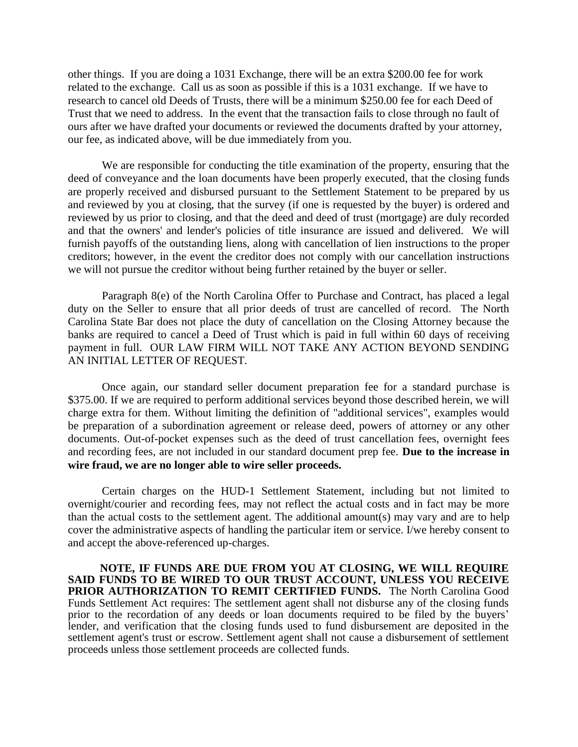other things. If you are doing a 1031 Exchange, there will be an extra $200.00 fee for work related to the exchange. Call us as soon as possible if this is a 1031 exchange. If we have to research to cancel old Deeds of Trusts, there will be a minimum $250.00 fee for each Deed of Trust that we need to address. In the event that the transaction fails to close through no fault of ours after we have drafted your documents or reviewed the documents drafted by your attorney, our fee, as indicated above, will be due immediately from you.

We are responsible for conducting the title examination of the property, ensuring that the deed of conveyance and the loan documents have been properly executed, that the closing funds are properly received and disbursed pursuant to the Settlement Statement to be prepared by us and reviewed by you at closing, that the survey (if one is requested by the buyer) is ordered and reviewed by us prior to closing, and that the deed and deed of trust (mortgage) are duly recorded and that the owners' and lender's policies of title insurance are issued and delivered. We will furnish payoffs of the outstanding liens, along with cancellation of lien instructions to the proper creditors; however, in the event the creditor does not comply with our cancellation instructions we will not pursue the creditor without being further retained by the buyer or seller.

Paragraph 8(e) of the North Carolina Offer to Purchase and Contract, has placed a legal duty on the Seller to ensure that all prior deeds of trust are cancelled of record. The North Carolina State Bar does not place the duty of cancellation on the Closing Attorney because the banks are required to cancel a Deed of Trust which is paid in full within 60 days of receiving payment in full. OUR LAW FIRM WILL NOT TAKE ANY ACTION BEYOND SENDING AN INITIAL LETTER OF REQUEST.

Once again, our standard seller document preparation fee for a standard purchase is $375.00. If we are required to perform additional services beyond those described herein, we will charge extra for them. Without limiting the definition of "additional services", examples would be preparation of a subordination agreement or release deed, powers of attorney or any other documents. Out-of-pocket expenses such as the deed of trust cancellation fees, overnight fees and recording fees, are not included in our standard document prep fee. **Due to the increase in wire fraud, we are no longer able to wire seller proceeds.**

Certain charges on the HUD-1 Settlement Statement, including but not limited to overnight/courier and recording fees, may not reflect the actual costs and in fact may be more than the actual costs to the settlement agent. The additional amount(s) may vary and are to help cover the administrative aspects of handling the particular item or service. I/we hereby consent to and accept the above-referenced up-charges.

**NOTE, IF FUNDS ARE DUE FROM YOU AT CLOSING, WE WILL REQUIRE SAID FUNDS TO BE WIRED TO OUR TRUST ACCOUNT, UNLESS YOU RECEIVE PRIOR AUTHORIZATION TO REMIT CERTIFIED FUNDS.** The North Carolina Good Funds Settlement Act requires: The settlement agent shall not disburse any of the closing funds prior to the recordation of any deeds or loan documents required to be filed by the buyers' lender, and verification that the closing funds used to fund disbursement are deposited in the settlement agent's trust or escrow. Settlement agent shall not cause a disbursement of settlement proceeds unless those settlement proceeds are collected funds.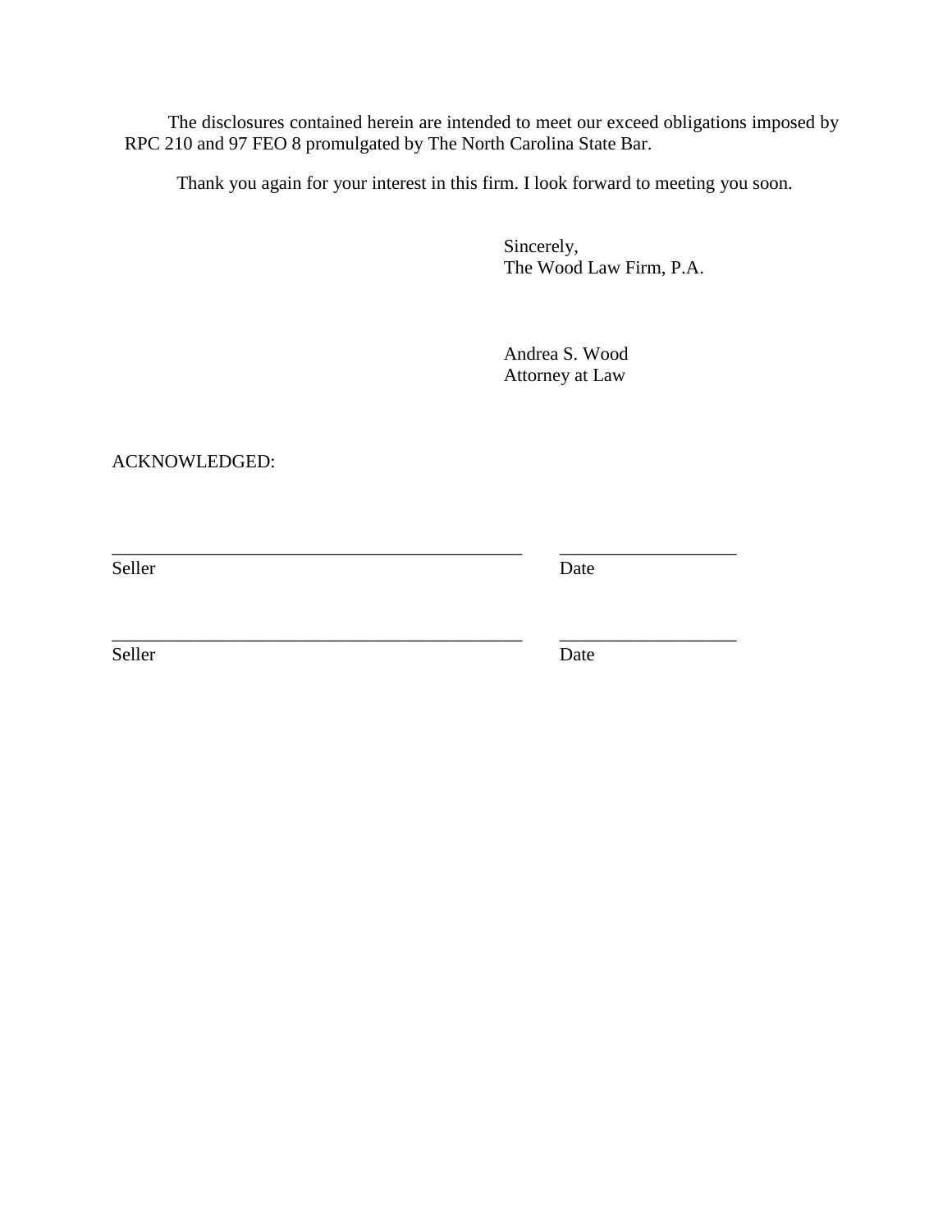The disclosures contained herein are intended to meet our exceed obligations imposed by RPC 210 and 97 FEO 8 promulgated by The North Carolina State Bar.

Thank you again for your interest in this firm. I look forward to meeting you soon.

Sincerely,
The Wood Law Firm, P.A.

Andrea S. Wood
Attorney at Law

ACKNOWLEDGED:

_____________________________________________ __________________
Seller Date

_____________________________________________ __________________
Seller Date